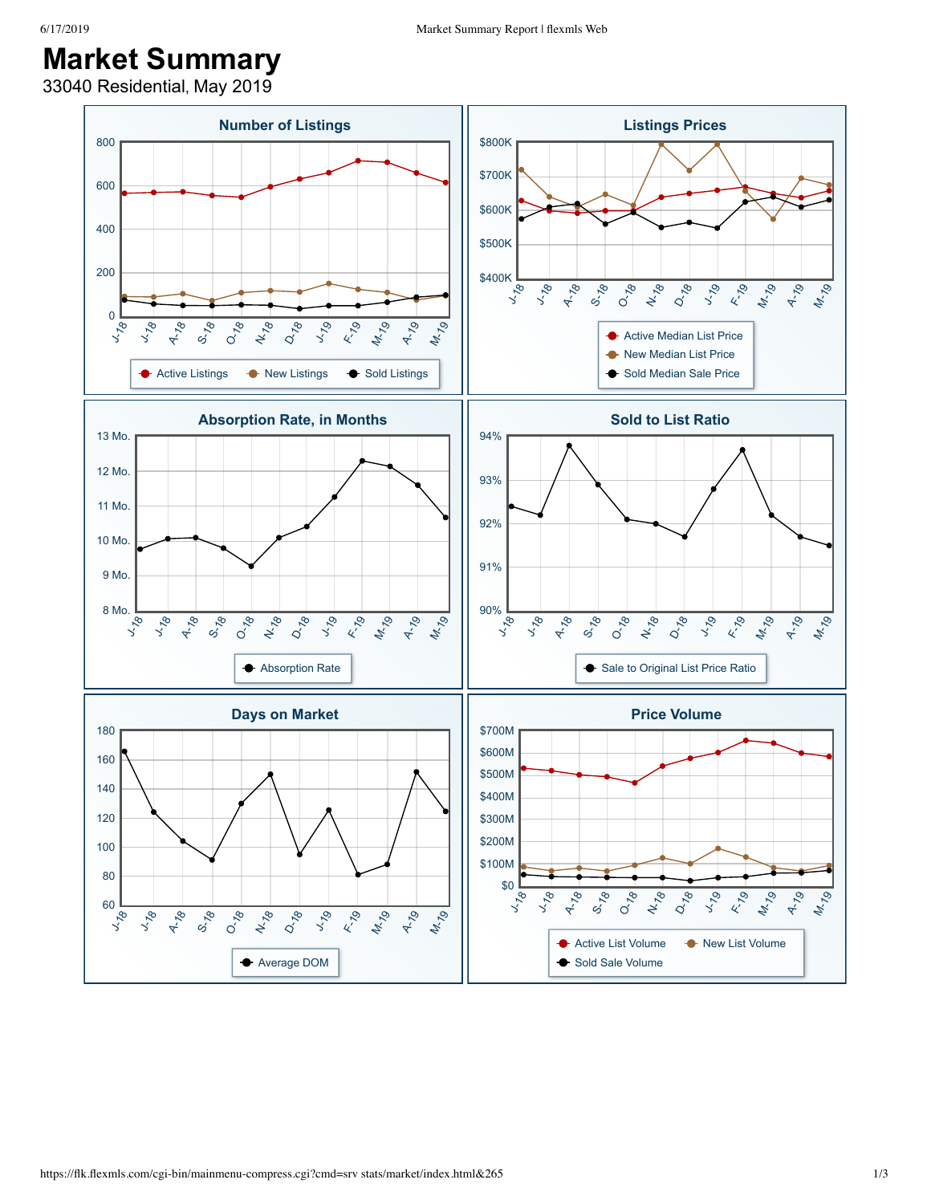# Market Summary

33040 Residential, May 2019

## Number of Listings

Y-axis: 0, 200, 400, 600, 800

X-axis: J-18, J-18, A-18, S-18, O-18, N-18, D-18, J-19, F-19, M-19, A-19, M-19

Legend: Active Listings, New Listings, Sold Listings

## Listings Prices

Y-axis: $400K, $500K, $600K, $700K, $800K

X-axis: J-18, J-18, A-18, S-18, O-18, N-18, D-18, J-19, F-19, M-19, A-19, M-19

Legend: Active Median List Price, New Median List Price, Sold Median Sale Price

## Absorption Rate, in Months

Y-axis: 8 Mo., 9 Mo., 10 Mo., 11 Mo., 12 Mo., 13 Mo.

X-axis: J-18, J-18, A-18, S-18, O-18, N-18, D-18, J-19, F-19, M-19, A-19, M-19

Legend: Absorption Rate

## Sold to List Ratio

Y-axis: 90%, 91%, 92%, 93%, 94%

X-axis: J-18, J-18, A-18, S-18, O-18, N-18, D-18, J-19, F-19, M-19, A-19, M-19

Legend: Sale to Original List Price Ratio

## Days on Market

Y-axis: 60, 80, 100, 120, 140, 160, 180

X-axis: J-18, J-18, A-18, S-18, O-18, N-18, D-18, J-19, F-19, M-19, A-19, M-19

Legend: Average DOM

## Price Volume

Y-axis: $0, $100M, $200M, $300M, $400M, $500M, $600M, $700M

X-axis: J-18, J-18, A-18, S-18, O-18, N-18, D-18, J-19, F-19, M-19, A-19, M-19

Legend: Active List Volume, New List Volume, Sold Sale Volume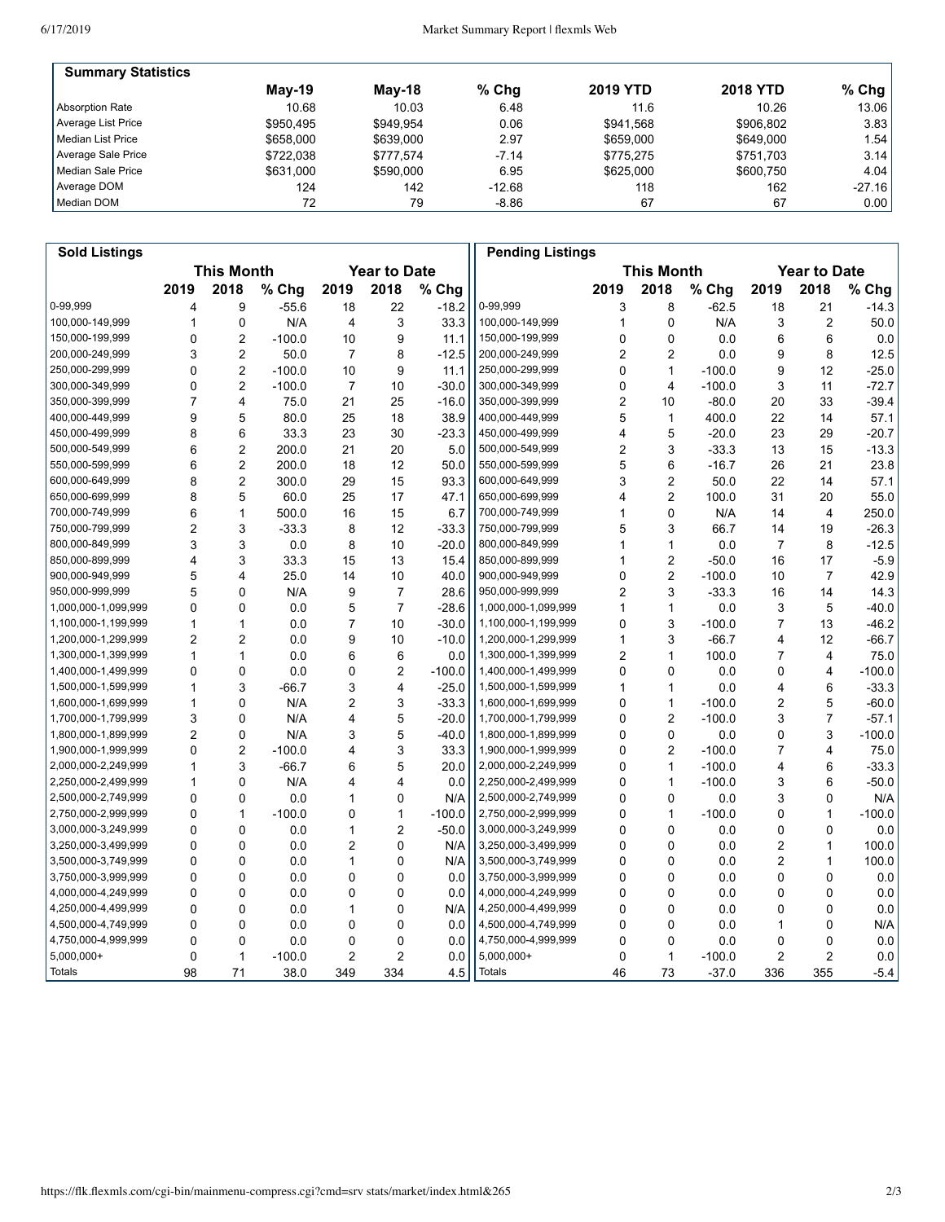## Summary Statistics

| | May-19 | May-18 | % Chg | 2019 YTD | 2018 YTD | % Chg |
|---|---|---|---|---|---|---|
| Absorption Rate | 10.68 | 10.03 | 6.48 | 11.6 | 10.26 | 13.06 |
| Average List Price | $950,495 | $949,954 | 0.06 | $941,568 | $906,802 | 3.83 |
| Median List Price | $658,000 | $639,000 | 2.97 | $659,000 | $649,000 | 1.54 |
| Average Sale Price | $722,038 | $777,574 | -7.14 | $775,275 | $751,703 | 3.14 |
| Median Sale Price | $631,000 | $590,000 | 6.95 | $625,000 | $600,750 | 4.04 |
| Average DOM | 124 | 142 | -12.68 | 118 | 162 | -27.16 |
| Median DOM | 72 | 79 | -8.86 | 67 | 67 | 0.00 |

## Sold Listings

| | This Month | | | Year to Date | | |
|---|---|---|---|---|---|---|
| | 2019 | 2018 | % Chg | 2019 | 2018 | % Chg |
| 0-99,999 | 4 | 9 | -55.6 | 18 | 22 | -18.2 |
| 100,000-149,999 | 1 | 0 | N/A | 4 | 3 | 33.3 |
| 150,000-199,999 | 0 | 2 | -100.0 | 10 | 9 | 11.1 |
| 200,000-249,999 | 3 | 2 | 50.0 | 7 | 8 | -12.5 |
| 250,000-299,999 | 0 | 2 | -100.0 | 10 | 9 | 11.1 |
| 300,000-349,999 | 0 | 2 | -100.0 | 7 | 10 | -30.0 |
| 350,000-399,999 | 7 | 4 | 75.0 | 21 | 25 | -16.0 |
| 400,000-449,999 | 9 | 5 | 80.0 | 25 | 18 | 38.9 |
| 450,000-499,999 | 8 | 6 | 33.3 | 23 | 30 | -23.3 |
| 500,000-549,999 | 6 | 2 | 200.0 | 21 | 20 | 5.0 |
| 550,000-599,999 | 6 | 2 | 200.0 | 18 | 12 | 50.0 |
| 600,000-649,999 | 8 | 2 | 300.0 | 29 | 15 | 93.3 |
| 650,000-699,999 | 8 | 5 | 60.0 | 25 | 17 | 47.1 |
| 700,000-749,999 | 6 | 1 | 500.0 | 16 | 15 | 6.7 |
| 750,000-799,999 | 2 | 3 | -33.3 | 8 | 12 | -33.3 |
| 800,000-849,999 | 3 | 3 | 0.0 | 8 | 10 | -20.0 |
| 850,000-899,999 | 4 | 3 | 33.3 | 15 | 13 | 15.4 |
| 900,000-949,999 | 5 | 4 | 25.0 | 14 | 10 | 40.0 |
| 950,000-999,999 | 5 | 0 | N/A | 9 | 7 | 28.6 |
| 1,000,000-1,099,999 | 0 | 0 | 0.0 | 5 | 7 | -28.6 |
| 1,100,000-1,199,999 | 1 | 1 | 0.0 | 7 | 10 | -30.0 |
| 1,200,000-1,299,999 | 2 | 2 | 0.0 | 9 | 10 | -10.0 |
| 1,300,000-1,399,999 | 1 | 1 | 0.0 | 6 | 6 | 0.0 |
| 1,400,000-1,499,999 | 0 | 0 | 0.0 | 0 | 2 | -100.0 |
| 1,500,000-1,599,999 | 1 | 3 | -66.7 | 3 | 4 | -25.0 |
| 1,600,000-1,699,999 | 1 | 0 | N/A | 2 | 3 | -33.3 |
| 1,700,000-1,799,999 | 3 | 0 | N/A | 4 | 5 | -20.0 |
| 1,800,000-1,899,999 | 2 | 0 | N/A | 3 | 5 | -40.0 |
| 1,900,000-1,999,999 | 0 | 2 | -100.0 | 4 | 3 | 33.3 |
| 2,000,000-2,249,999 | 1 | 3 | -66.7 | 6 | 5 | 20.0 |
| 2,250,000-2,499,999 | 1 | 0 | N/A | 4 | 4 | 0.0 |
| 2,500,000-2,749,999 | 0 | 0 | 0.0 | 1 | 0 | N/A |
| 2,750,000-2,999,999 | 0 | 1 | -100.0 | 0 | 1 | -100.0 |
| 3,000,000-3,249,999 | 0 | 0 | 0.0 | 1 | 2 | -50.0 |
| 3,250,000-3,499,999 | 0 | 0 | 0.0 | 2 | 0 | N/A |
| 3,500,000-3,749,999 | 0 | 0 | 0.0 | 1 | 0 | N/A |
| 3,750,000-3,999,999 | 0 | 0 | 0.0 | 0 | 0 | 0.0 |
| 4,000,000-4,249,999 | 0 | 0 | 0.0 | 0 | 0 | 0.0 |
| 4,250,000-4,499,999 | 0 | 0 | 0.0 | 1 | 0 | N/A |
| 4,500,000-4,749,999 | 0 | 0 | 0.0 | 0 | 0 | 0.0 |
| 4,750,000-4,999,999 | 0 | 0 | 0.0 | 0 | 0 | 0.0 |
| 5,000,000+ | 0 | 1 | -100.0 | 2 | 2 | 0.0 |
| Totals | 98 | 71 | 38.0 | 349 | 334 | 4.5 |

## Pending Listings

| | This Month | | | Year to Date | | |
|---|---|---|---|---|---|---|
| | 2019 | 2018 | % Chg | 2019 | 2018 | % Chg |
| 0-99,999 | 3 | 8 | -62.5 | 18 | 21 | -14.3 |
| 100,000-149,999 | 1 | 0 | N/A | 3 | 2 | 50.0 |
| 150,000-199,999 | 0 | 0 | 0.0 | 6 | 6 | 0.0 |
| 200,000-249,999 | 2 | 2 | 0.0 | 9 | 8 | 12.5 |
| 250,000-299,999 | 0 | 1 | -100.0 | 9 | 12 | -25.0 |
| 300,000-349,999 | 0 | 4 | -100.0 | 3 | 11 | -72.7 |
| 350,000-399,999 | 2 | 10 | -80.0 | 20 | 33 | -39.4 |
| 400,000-449,999 | 5 | 1 | 400.0 | 22 | 14 | 57.1 |
| 450,000-499,999 | 4 | 5 | -20.0 | 23 | 29 | -20.7 |
| 500,000-549,999 | 2 | 3 | -33.3 | 13 | 15 | -13.3 |
| 550,000-599,999 | 5 | 6 | -16.7 | 26 | 21 | 23.8 |
| 600,000-649,999 | 3 | 2 | 50.0 | 22 | 14 | 57.1 |
| 650,000-699,999 | 4 | 2 | 100.0 | 31 | 20 | 55.0 |
| 700,000-749,999 | 1 | 0 | N/A | 14 | 4 | 250.0 |
| 750,000-799,999 | 5 | 3 | 66.7 | 14 | 19 | -26.3 |
| 800,000-849,999 | 1 | 1 | 0.0 | 7 | 8 | -12.5 |
| 850,000-899,999 | 1 | 2 | -50.0 | 16 | 17 | -5.9 |
| 900,000-949,999 | 0 | 2 | -100.0 | 10 | 7 | 42.9 |
| 950,000-999,999 | 2 | 3 | -33.3 | 16 | 14 | 14.3 |
| 1,000,000-1,099,999 | 1 | 1 | 0.0 | 3 | 5 | -40.0 |
| 1,100,000-1,199,999 | 0 | 3 | -100.0 | 7 | 13 | -46.2 |
| 1,200,000-1,299,999 | 1 | 3 | -66.7 | 4 | 12 | -66.7 |
| 1,300,000-1,399,999 | 2 | 1 | 100.0 | 7 | 4 | 75.0 |
| 1,400,000-1,499,999 | 0 | 0 | 0.0 | 0 | 4 | -100.0 |
| 1,500,000-1,599,999 | 1 | 1 | 0.0 | 4 | 6 | -33.3 |
| 1,600,000-1,699,999 | 0 | 1 | -100.0 | 2 | 5 | -60.0 |
| 1,700,000-1,799,999 | 0 | 2 | -100.0 | 3 | 7 | -57.1 |
| 1,800,000-1,899,999 | 0 | 0 | 0.0 | 0 | 3 | -100.0 |
| 1,900,000-1,999,999 | 0 | 2 | -100.0 | 7 | 4 | 75.0 |
| 2,000,000-2,249,999 | 0 | 1 | -100.0 | 4 | 6 | -33.3 |
| 2,250,000-2,499,999 | 0 | 1 | -100.0 | 3 | 6 | -50.0 |
| 2,500,000-2,749,999 | 0 | 0 | 0.0 | 3 | 0 | N/A |
| 2,750,000-2,999,999 | 0 | 1 | -100.0 | 0 | 1 | -100.0 |
| 3,000,000-3,249,999 | 0 | 0 | 0.0 | 0 | 0 | 0.0 |
| 3,250,000-3,499,999 | 0 | 0 | 0.0 | 2 | 1 | 100.0 |
| 3,500,000-3,749,999 | 0 | 0 | 0.0 | 2 | 1 | 100.0 |
| 3,750,000-3,999,999 | 0 | 0 | 0.0 | 0 | 0 | 0.0 |
| 4,000,000-4,249,999 | 0 | 0 | 0.0 | 0 | 0 | 0.0 |
| 4,250,000-4,499,999 | 0 | 0 | 0.0 | 0 | 0 | 0.0 |
| 4,500,000-4,749,999 | 0 | 0 | 0.0 | 1 | 0 | N/A |
| 4,750,000-4,999,999 | 0 | 0 | 0.0 | 0 | 0 | 0.0 |
| 5,000,000+ | 0 | 1 | -100.0 | 2 | 2 | 0.0 |
| Totals | 46 | 73 | -37.0 | 336 | 355 | -5.4 |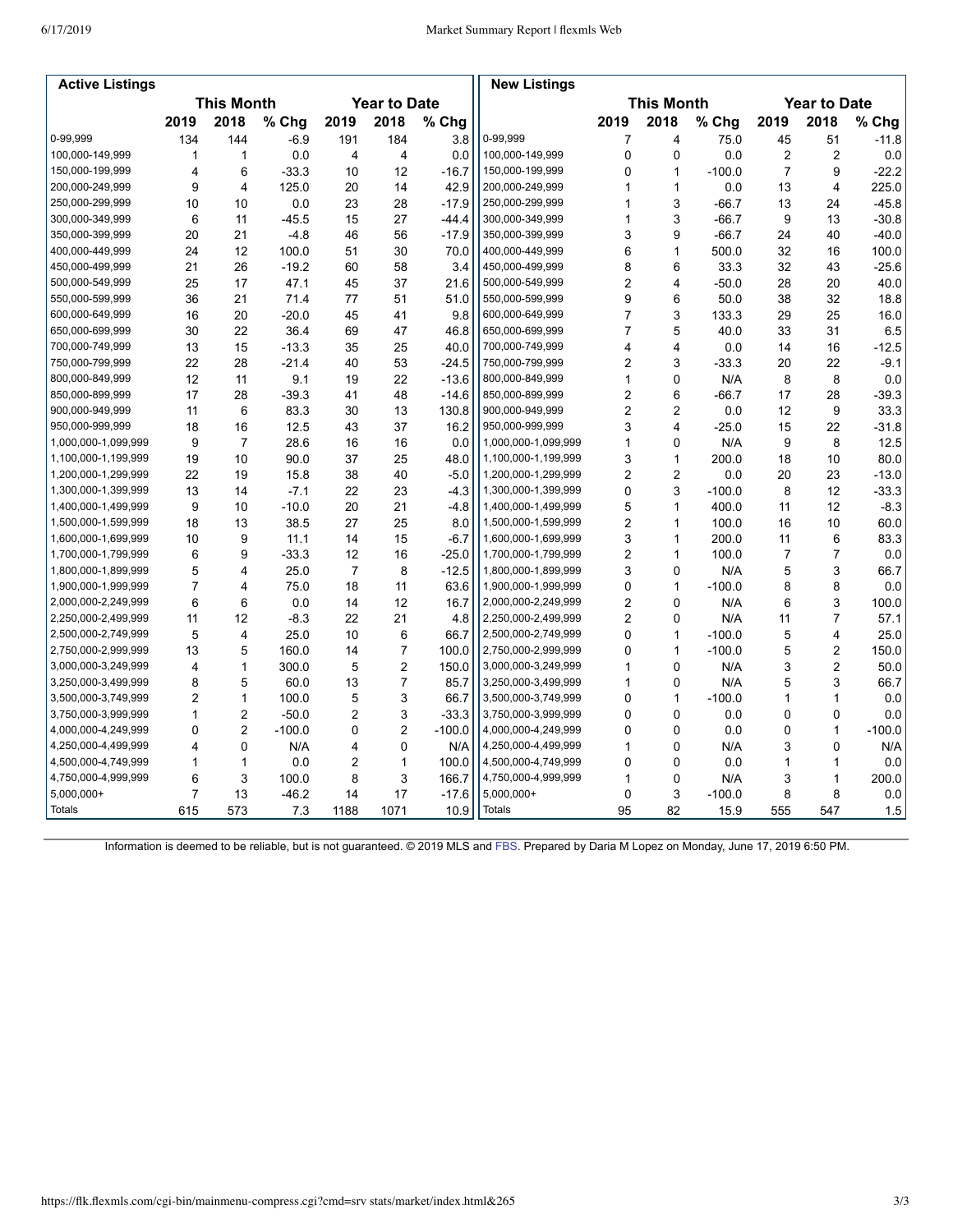## Active Listings

| | This Month | | | Year to Date | | |
|---|---|---|---|---|---|---|
| | 2019 | 2018 | % Chg | 2019 | 2018 | % Chg |
| 0-99,999 | 134 | 144 | -6.9 | 191 | 184 | 3.8 |
| 100,000-149,999 | 1 | 1 | 0.0 | 4 | 4 | 0.0 |
| 150,000-199,999 | 4 | 6 | -33.3 | 10 | 12 | -16.7 |
| 200,000-249,999 | 9 | 4 | 125.0 | 20 | 14 | 42.9 |
| 250,000-299,999 | 10 | 10 | 0.0 | 23 | 28 | -17.9 |
| 300,000-349,999 | 6 | 11 | -45.5 | 15 | 27 | -44.4 |
| 350,000-399,999 | 20 | 21 | -4.8 | 46 | 56 | -17.9 |
| 400,000-449,999 | 24 | 12 | 100.0 | 51 | 30 | 70.0 |
| 450,000-499,999 | 21 | 26 | -19.2 | 60 | 58 | 3.4 |
| 500,000-549,999 | 25 | 17 | 47.1 | 45 | 37 | 21.6 |
| 550,000-599,999 | 36 | 21 | 71.4 | 77 | 51 | 51.0 |
| 600,000-649,999 | 16 | 20 | -20.0 | 45 | 41 | 9.8 |
| 650,000-699,999 | 30 | 22 | 36.4 | 69 | 47 | 46.8 |
| 700,000-749,999 | 13 | 15 | -13.3 | 35 | 25 | 40.0 |
| 750,000-799,999 | 22 | 28 | -21.4 | 40 | 53 | -24.5 |
| 800,000-849,999 | 12 | 11 | 9.1 | 19 | 22 | -13.6 |
| 850,000-899,999 | 17 | 28 | -39.3 | 41 | 48 | -14.6 |
| 900,000-949,999 | 11 | 6 | 83.3 | 30 | 13 | 130.8 |
| 950,000-999,999 | 18 | 16 | 12.5 | 43 | 37 | 16.2 |
| 1,000,000-1,099,999 | 9 | 7 | 28.6 | 16 | 16 | 0.0 |
| 1,100,000-1,199,999 | 19 | 10 | 90.0 | 37 | 25 | 48.0 |
| 1,200,000-1,299,999 | 22 | 19 | 15.8 | 38 | 40 | -5.0 |
| 1,300,000-1,399,999 | 13 | 14 | -7.1 | 22 | 23 | -4.3 |
| 1,400,000-1,499,999 | 9 | 10 | -10.0 | 20 | 21 | -4.8 |
| 1,500,000-1,599,999 | 18 | 13 | 38.5 | 27 | 25 | 8.0 |
| 1,600,000-1,699,999 | 10 | 9 | 11.1 | 14 | 15 | -6.7 |
| 1,700,000-1,799,999 | 6 | 9 | -33.3 | 12 | 16 | -25.0 |
| 1,800,000-1,899,999 | 5 | 4 | 25.0 | 7 | 8 | -12.5 |
| 1,900,000-1,999,999 | 7 | 4 | 75.0 | 18 | 11 | 63.6 |
| 2,000,000-2,249,999 | 6 | 6 | 0.0 | 14 | 12 | 16.7 |
| 2,250,000-2,499,999 | 11 | 12 | -8.3 | 22 | 21 | 4.8 |
| 2,500,000-2,749,999 | 5 | 4 | 25.0 | 10 | 6 | 66.7 |
| 2,750,000-2,999,999 | 13 | 5 | 160.0 | 14 | 7 | 100.0 |
| 3,000,000-3,249,999 | 4 | 1 | 300.0 | 5 | 2 | 150.0 |
| 3,250,000-3,499,999 | 8 | 5 | 60.0 | 13 | 7 | 85.7 |
| 3,500,000-3,749,999 | 2 | 1 | 100.0 | 5 | 3 | 66.7 |
| 3,750,000-3,999,999 | 1 | 2 | -50.0 | 2 | 3 | -33.3 |
| 4,000,000-4,249,999 | 0 | 2 | -100.0 | 0 | 2 | -100.0 |
| 4,250,000-4,499,999 | 4 | 0 | N/A | 4 | 0 | N/A |
| 4,500,000-4,749,999 | 1 | 1 | 0.0 | 2 | 1 | 100.0 |
| 4,750,000-4,999,999 | 6 | 3 | 100.0 | 8 | 3 | 166.7 |
| 5,000,000+ | 7 | 13 | -46.2 | 14 | 17 | -17.6 |
| Totals | 615 | 573 | 7.3 | 1188 | 1071 | 10.9 |

## New Listings

| | This Month | | | Year to Date | | |
|---|---|---|---|---|---|---|
| | 2019 | 2018 | % Chg | 2019 | 2018 | % Chg |
| 0-99,999 | 7 | 4 | 75.0 | 45 | 51 | -11.8 |
| 100,000-149,999 | 0 | 0 | 0.0 | 2 | 2 | 0.0 |
| 150,000-199,999 | 0 | 1 | -100.0 | 7 | 9 | -22.2 |
| 200,000-249,999 | 1 | 1 | 0.0 | 13 | 4 | 225.0 |
| 250,000-299,999 | 1 | 3 | -66.7 | 13 | 24 | -45.8 |
| 300,000-349,999 | 1 | 3 | -66.7 | 9 | 13 | -30.8 |
| 350,000-399,999 | 3 | 9 | -66.7 | 24 | 40 | -40.0 |
| 400,000-449,999 | 6 | 1 | 500.0 | 32 | 16 | 100.0 |
| 450,000-499,999 | 8 | 6 | 33.3 | 32 | 43 | -25.6 |
| 500,000-549,999 | 2 | 4 | -50.0 | 28 | 20 | 40.0 |
| 550,000-599,999 | 9 | 6 | 50.0 | 38 | 32 | 18.8 |
| 600,000-649,999 | 7 | 3 | 133.3 | 29 | 25 | 16.0 |
| 650,000-699,999 | 7 | 5 | 40.0 | 33 | 31 | 6.5 |
| 700,000-749,999 | 4 | 4 | 0.0 | 14 | 16 | -12.5 |
| 750,000-799,999 | 2 | 3 | -33.3 | 20 | 22 | -9.1 |
| 800,000-849,999 | 1 | 0 | N/A | 8 | 8 | 0.0 |
| 850,000-899,999 | 2 | 6 | -66.7 | 17 | 28 | -39.3 |
| 900,000-949,999 | 2 | 2 | 0.0 | 12 | 9 | 33.3 |
| 950,000-999,999 | 3 | 4 | -25.0 | 15 | 22 | -31.8 |
| 1,000,000-1,099,999 | 1 | 0 | N/A | 9 | 8 | 12.5 |
| 1,100,000-1,199,999 | 3 | 1 | 200.0 | 18 | 10 | 80.0 |
| 1,200,000-1,299,999 | 2 | 2 | 0.0 | 20 | 23 | -13.0 |
| 1,300,000-1,399,999 | 0 | 3 | -100.0 | 8 | 12 | -33.3 |
| 1,400,000-1,499,999 | 5 | 1 | 400.0 | 11 | 12 | -8.3 |
| 1,500,000-1,599,999 | 2 | 1 | 100.0 | 16 | 10 | 60.0 |
| 1,600,000-1,699,999 | 3 | 1 | 200.0 | 11 | 6 | 83.3 |
| 1,700,000-1,799,999 | 2 | 1 | 100.0 | 7 | 7 | 0.0 |
| 1,800,000-1,899,999 | 3 | 0 | N/A | 5 | 3 | 66.7 |
| 1,900,000-1,999,999 | 0 | 1 | -100.0 | 8 | 8 | 0.0 |
| 2,000,000-2,249,999 | 2 | 0 | N/A | 6 | 3 | 100.0 |
| 2,250,000-2,499,999 | 2 | 0 | N/A | 11 | 7 | 57.1 |
| 2,500,000-2,749,999 | 0 | 1 | -100.0 | 5 | 4 | 25.0 |
| 2,750,000-2,999,999 | 0 | 1 | -100.0 | 5 | 2 | 150.0 |
| 3,000,000-3,249,999 | 1 | 0 | N/A | 3 | 2 | 50.0 |
| 3,250,000-3,499,999 | 1 | 0 | N/A | 5 | 3 | 66.7 |
| 3,500,000-3,749,999 | 0 | 1 | -100.0 | 1 | 1 | 0.0 |
| 3,750,000-3,999,999 | 0 | 0 | 0.0 | 0 | 0 | 0.0 |
| 4,000,000-4,249,999 | 0 | 0 | 0.0 | 0 | 1 | -100.0 |
| 4,250,000-4,499,999 | 1 | 0 | N/A | 3 | 0 | N/A |
| 4,500,000-4,749,999 | 0 | 0 | 0.0 | 1 | 1 | 0.0 |
| 4,750,000-4,999,999 | 1 | 0 | N/A | 3 | 1 | 200.0 |
| 5,000,000+ | 0 | 3 | -100.0 | 8 | 8 | 0.0 |
| Totals | 95 | 82 | 15.9 | 555 | 547 | 1.5 |

Information is deemed to be reliable, but is not guaranteed. © 2019 MLS and FBS. Prepared by Daria M Lopez on Monday, June 17, 2019 6:50 PM.